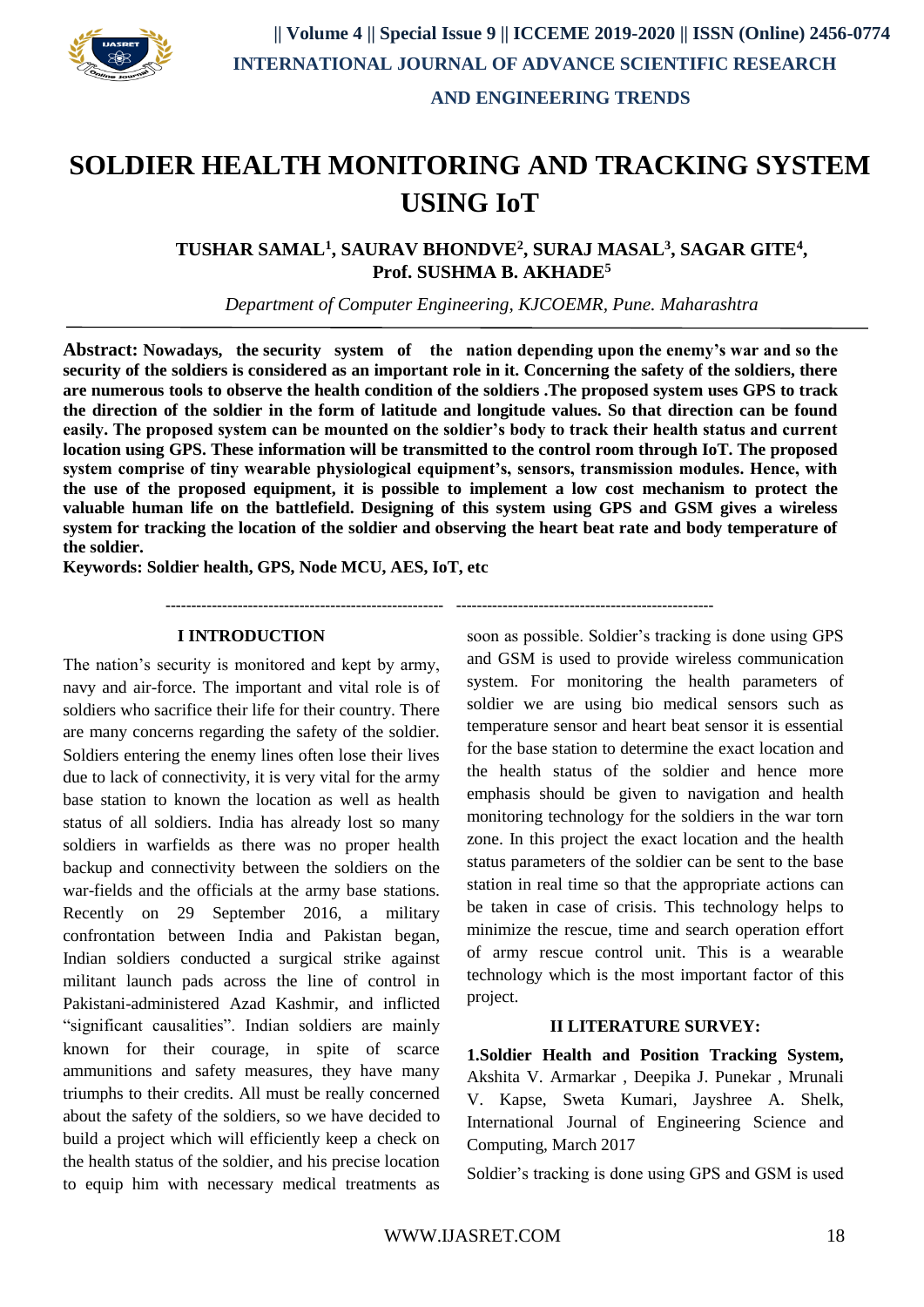# SOLDIER HEALTH MONITORING AND TRACKING SYSTEM USING IoT

**TUSHAR SAMAL[1], SAURAV BHONDVE[2], SURAJ MASAL[3], SAGAR GITE[4], Prof. SUSHMA B. AKHADE[5]**

*Department of Computer Engineering, KJCOEMR, Pune. Maharashtra*

**Abstract: Nowadays, the security system of the nation depending upon the enemy's war and so the security of the soldiers is considered as an important role in it. Concerning the safety of the soldiers, there are numerous tools to observe the health condition of the soldiers .The proposed system uses GPS to track the direction of the soldier in the form of latitude and longitude values. So that direction can be found easily. The proposed system can be mounted on the soldier's body to track their health status and current location using GPS. These information will be transmitted to the control room through IoT. The proposed system comprise of tiny wearable physiological equipment's, sensors, transmission modules. Hence, with the use of the proposed equipment, it is possible to implement a low cost mechanism to protect the valuable human life on the battlefield. Designing of this system using GPS and GSM gives a wireless system for tracking the location of the soldier and observing the heart beat rate and body temperature of the soldier.**

**Keywords: Soldier health, GPS, Node MCU, AES, IoT, etc**

---

## I INTRODUCTION

The nation's security is monitored and kept by army, navy and air-force. The important and vital role is of soldiers who sacrifice their life for their country. There are many concerns regarding the safety of the soldier. Soldiers entering the enemy lines often lose their lives due to lack of connectivity, it is very vital for the army base station to known the location as well as health status of all soldiers. India has already lost so many soldiers in warfields as there was no proper health backup and connectivity between the soldiers on the war-fields and the officials at the army base stations. Recently on 29 September 2016, a military confrontation between India and Pakistan began, Indian soldiers conducted a surgical strike against militant launch pads across the line of control in Pakistani-administered Azad Kashmir, and inflicted "significant causalities". Indian soldiers are mainly known for their courage, in spite of scarce ammunitions and safety measures, they have many triumphs to their credits. All must be really concerned about the safety of the soldiers, so we have decided to build a project which will efficiently keep a check on the health status of the soldier, and his precise location to equip him with necessary medical treatments as soon as possible. Soldier's tracking is done using GPS and GSM is used to provide wireless communication system. For monitoring the health parameters of soldier we are using bio medical sensors such as temperature sensor and heart beat sensor it is essential for the base station to determine the exact location and the health status of the soldier and hence more emphasis should be given to navigation and health monitoring technology for the soldiers in the war torn zone. In this project the exact location and the health status parameters of the soldier can be sent to the base station in real time so that the appropriate actions can be taken in case of crisis. This technology helps to minimize the rescue, time and search operation effort of army rescue control unit. This is a wearable technology which is the most important factor of this project.

## II LITERATURE SURVEY:

**1.Soldier Health and Position Tracking System,** Akshita V. Armarkar , Deepika J. Punekar , Mrunali V. Kapse, Sweta Kumari, Jayshree A. Shelk, International Journal of Engineering Science and Computing, March 2017

Soldier's tracking is done using GPS and GSM is used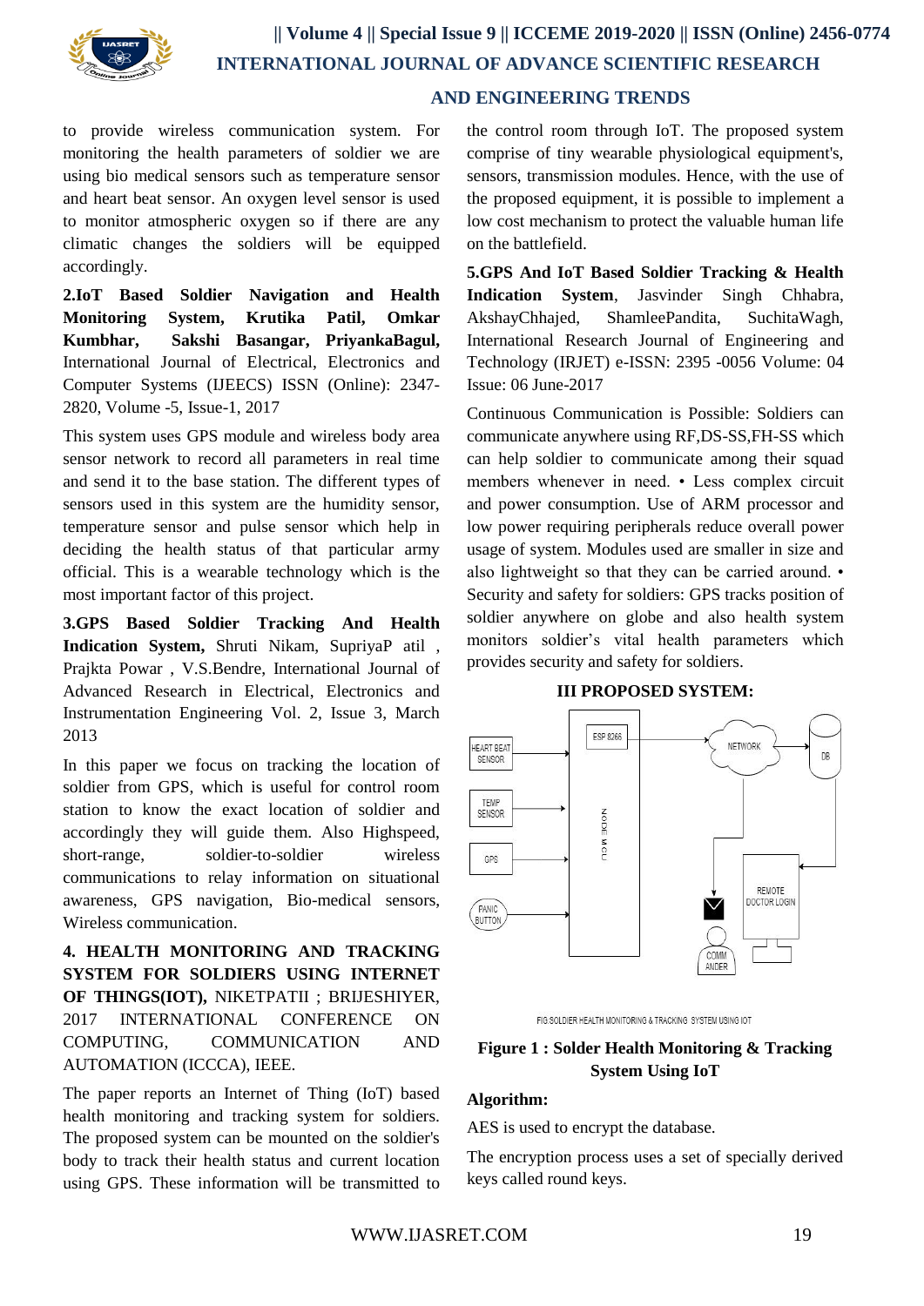to provide wireless communication system. For monitoring the health parameters of soldier we are using bio medical sensors such as temperature sensor and heart beat sensor. An oxygen level sensor is used to monitor atmospheric oxygen so if there are any climatic changes the soldiers will be equipped accordingly.

**2.IoT Based Soldier Navigation and Health Monitoring System, Krutika Patil, Omkar Kumbhar, Sakshi Basangar, PriyankaBagul,** International Journal of Electrical, Electronics and Computer Systems (IJEECS) ISSN (Online): 2347-2820, Volume -5, Issue-1, 2017

This system uses GPS module and wireless body area sensor network to record all parameters in real time and send it to the base station. The different types of sensors used in this system are the humidity sensor, temperature sensor and pulse sensor which help in deciding the health status of that particular army official. This is a wearable technology which is the most important factor of this project.

**3.GPS Based Soldier Tracking And Health Indication System,** Shruti Nikam, SupriyaP atil , Prajkta Powar , V.S.Bendre, International Journal of Advanced Research in Electrical, Electronics and Instrumentation Engineering Vol. 2, Issue 3, March 2013

In this paper we focus on tracking the location of soldier from GPS, which is useful for control room station to know the exact location of soldier and accordingly they will guide them. Also Highspeed, short-range, soldier-to-soldier wireless communications to relay information on situational awareness, GPS navigation, Bio-medical sensors, Wireless communication.

**4. HEALTH MONITORING AND TRACKING SYSTEM FOR SOLDIERS USING INTERNET OF THINGS(IOT),** NIKETPATII ; BRIJESHIYER, 2017 INTERNATIONAL CONFERENCE ON COMPUTING, COMMUNICATION AND AUTOMATION (ICCCA), IEEE.

The paper reports an Internet of Thing (IoT) based health monitoring and tracking system for soldiers. The proposed system can be mounted on the soldier's body to track their health status and current location using GPS. These information will be transmitted to the control room through IoT. The proposed system comprise of tiny wearable physiological equipment's, sensors, transmission modules. Hence, with the use of the proposed equipment, it is possible to implement a low cost mechanism to protect the valuable human life on the battlefield.

**5.GPS And IoT Based Soldier Tracking & Health Indication System**, Jasvinder Singh Chhabra, AkshayChhajed, ShamleePandita, SuchitaWagh, International Research Journal of Engineering and Technology (IRJET) e-ISSN: 2395 -0056 Volume: 04 Issue: 06 June-2017

Continuous Communication is Possible: Soldiers can communicate anywhere using RF,DS-SS,FH-SS which can help soldier to communicate among their squad members whenever in need. • Less complex circuit and power consumption. Use of ARM processor and low power requiring peripherals reduce overall power usage of system. Modules used are smaller in size and also lightweight so that they can be carried around. • Security and safety for soldiers: GPS tracks position of soldier anywhere on globe and also health system monitors soldier's vital health parameters which provides security and safety for soldiers.

## III PROPOSED SYSTEM:

FIG SOLDIER HEALTH MONITORING & TRACKING SYSTEM USING IOT

**Figure 1 : Soldier Health Monitoring & Tracking System Using IoT**

**Algorithm:**

AES is used to encrypt the database.

The encryption process uses a set of specially derived keys called round keys.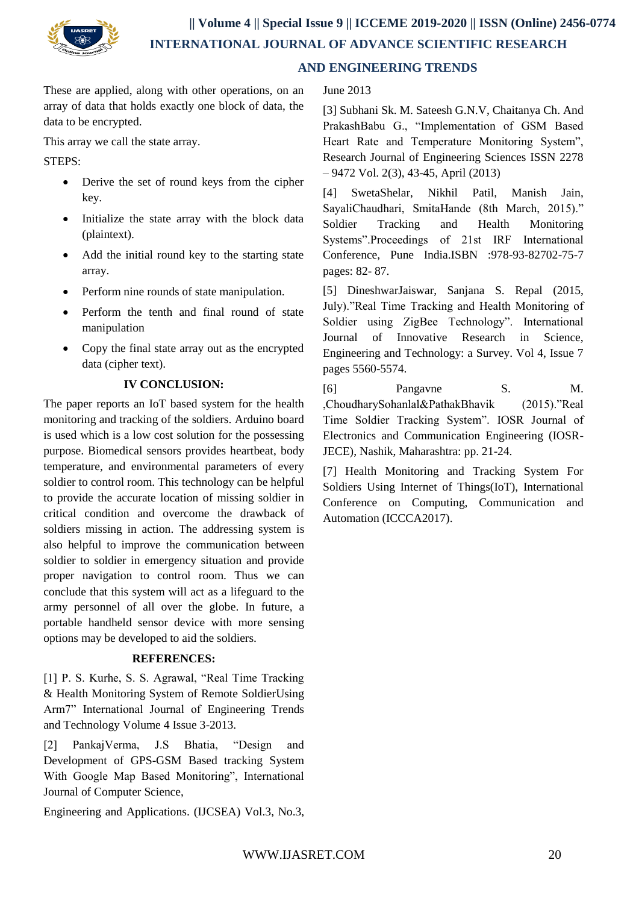These are applied, along with other operations, on an array of data that holds exactly one block of data, the data to be encrypted.

This array we call the state array.

STEPS:

- Derive the set of round keys from the cipher key.
- Initialize the state array with the block data (plaintext).
- Add the initial round key to the starting state array.
- Perform nine rounds of state manipulation.
- Perform the tenth and final round of state manipulation
- Copy the final state array out as the encrypted data (cipher text).

## IV CONCLUSION:

The paper reports an IoT based system for the health monitoring and tracking of the soldiers. Arduino board is used which is a low cost solution for the possessing purpose. Biomedical sensors provides heartbeat, body temperature, and environmental parameters of every soldier to control room. This technology can be helpful to provide the accurate location of missing soldier in critical condition and overcome the drawback of soldiers missing in action. The addressing system is also helpful to improve the communication between soldier to soldier in emergency situation and provide proper navigation to control room. Thus we can conclude that this system will act as a lifeguard to the army personnel of all over the globe. In future, a portable handheld sensor device with more sensing options may be developed to aid the soldiers.

## REFERENCES:

[1] P. S. Kurhe, S. S. Agrawal, "Real Time Tracking & Health Monitoring System of Remote SoldierUsing Arm7" International Journal of Engineering Trends and Technology Volume 4 Issue 3-2013.

[2] PankajVerma, J.S Bhatia, "Design and Development of GPS-GSM Based tracking System With Google Map Based Monitoring", International Journal of Computer Science, Engineering and Applications. (IJCSEA) Vol.3, No.3, June 2013

[3] Subhani Sk. M. Sateesh G.N.V, Chaitanya Ch. And PrakashBabu G., "Implementation of GSM Based Heart Rate and Temperature Monitoring System", Research Journal of Engineering Sciences ISSN 2278 – 9472 Vol. 2(3), 43-45, April (2013)

[4] SwetaShelar, Nikhil Patil, Manish Jain, SayaliChaudhari, SmitaHande (8th March, 2015)." Soldier Tracking and Health Monitoring Systems".Proceedings of 21st IRF International Conference, Pune India.ISBN :978-93-82702-75-7 pages: 82- 87.

[5] DineshwarJaiswar, Sanjana S. Repal (2015, July)."Real Time Tracking and Health Monitoring of Soldier using ZigBee Technology". International Journal of Innovative Research in Science, Engineering and Technology: a Survey. Vol 4, Issue 7 pages 5560-5574.

[6] Pangavne S. M. ,ChoudharySohanlal&PathakBhavik (2015)."Real Time Soldier Tracking System". IOSR Journal of Electronics and Communication Engineering (IOSR-JECE), Nashik, Maharashtra: pp. 21-24.

[7] Health Monitoring and Tracking System For Soldiers Using Internet of Things(IoT), International Conference on Computing, Communication and Automation (ICCCA2017).